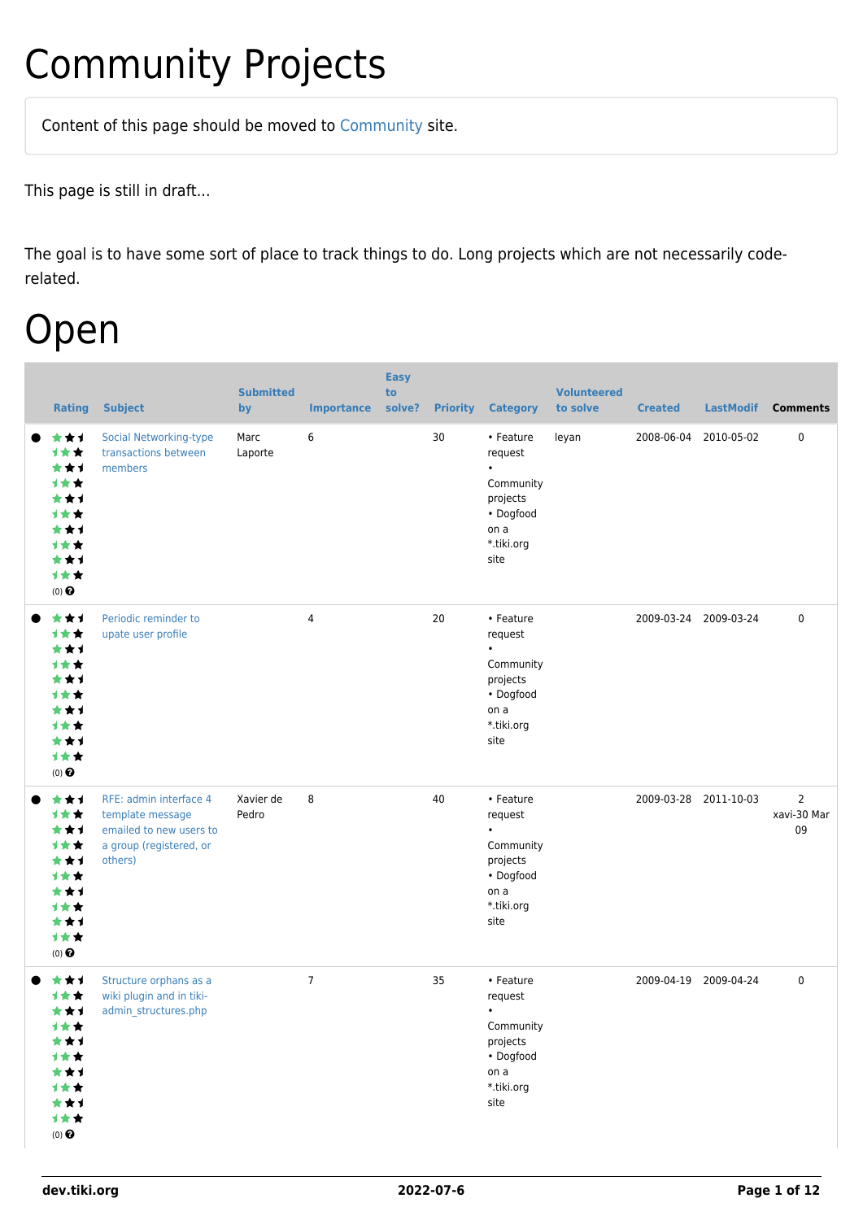# Community Projects

Content of this page should be moved to Community site.

This page is still in draft...

The goal is to have some sort of place to track things to do. Long projects which are not necessarily code-related.

# Open

| | Rating | Subject | Submitted by | Importance | Easy to solve? | Priority | Category | Volunteered to solve | Created | LastModif | Comments |
|---|---|---|---|---|---|---|---|---|---|---|---|
| ● | (0) | Social Networking-type transactions between members | Marc Laporte | 6 | | 30 | • Feature request • Community projects • Dogfood on a *.tiki.org site | leyan | 2008-06-04 | 2010-05-02 | 0 |
| ● | (0) | Periodic reminder to upate user profile | | 4 | | 20 | • Feature request • Community projects • Dogfood on a *.tiki.org site | | 2009-03-24 | 2009-03-24 | 0 |
| ● | (0) | RFE: admin interface 4 template message emailed to new users to a group (registered, or others) | Xavier de Pedro | 8 | | 40 | • Feature request • Community projects • Dogfood on a *.tiki.org site | | 2009-03-28 | 2011-10-03 | 2 xavi-30 Mar 09 |
| ● | (0) | Structure orphans as a wiki plugin and in tiki-admin_structures.php | | 7 | | 35 | • Feature request • Community projects • Dogfood on a *.tiki.org site | | 2009-04-19 | 2009-04-24 | 0 |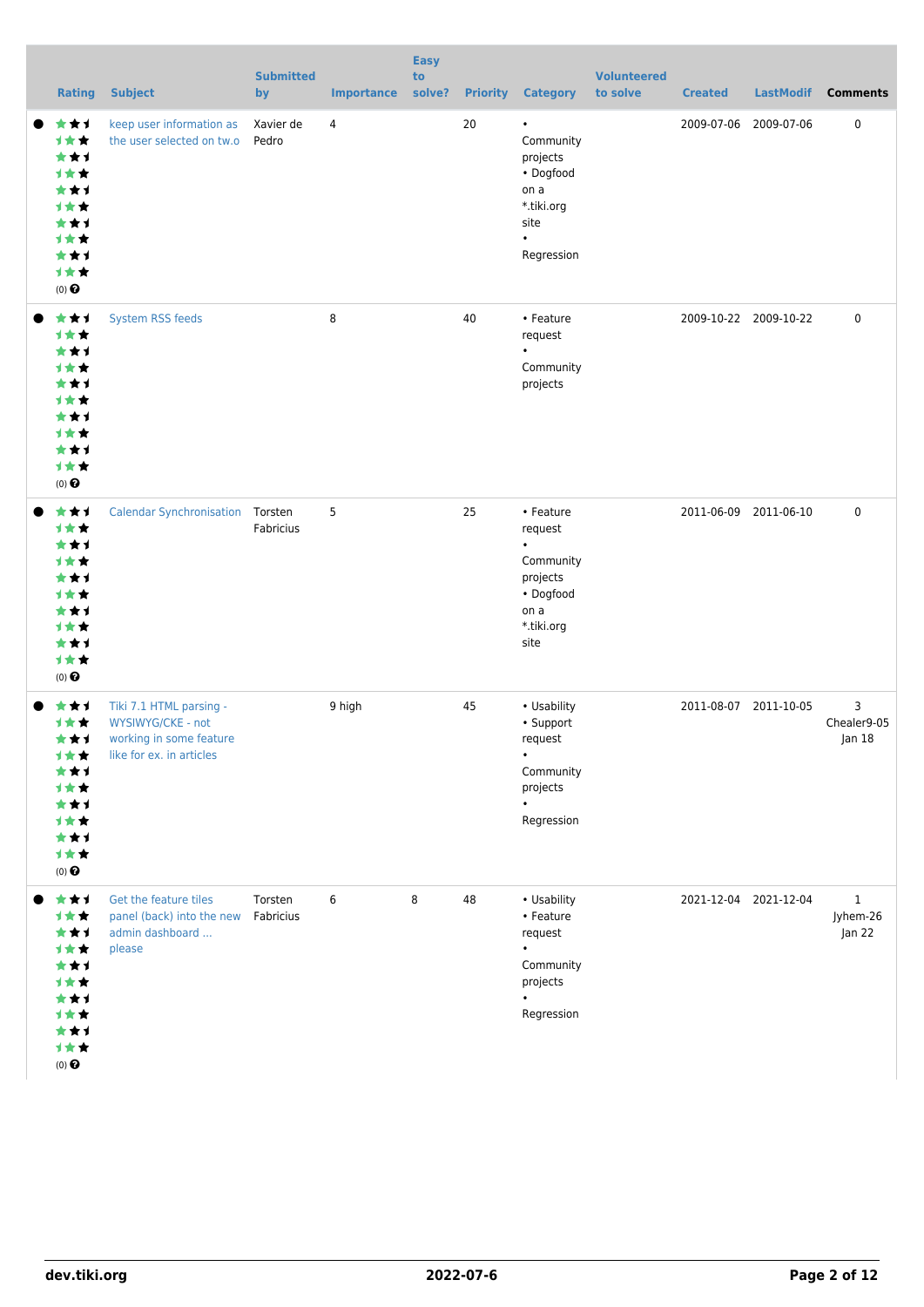| Rating | Subject | Submitted by | Importance | Easy to solve? | Priority | Category | Volunteered to solve | Created | LastModif | Comments |
|---|---|---|---|---|---|---|---|---|---|---|
| (0) | keep user information as the user selected on tw.o | Xavier de Pedro | 4 | | 20 | • Community projects • Dogfood on a *.tiki.org site • Regression | | 2009-07-06 | 2009-07-06 | 0 |
| (0) | System RSS feeds | | 8 | | 40 | • Feature request • Community projects | | 2009-10-22 | 2009-10-22 | 0 |
| (0) | Calendar Synchronisation | Torsten Fabricius | 5 | | 25 | • Feature request • Community projects • Dogfood on a *.tiki.org site | | 2011-06-09 | 2011-06-10 | 0 |
| (0) | Tiki 7.1 HTML parsing - WYSIWYG/CKE - not working in some feature like for ex. in articles | | 9 high | | 45 | • Usability • Support request • Community projects • Regression | | 2011-08-07 | 2011-10-05 | 3 Chealer9-05 Jan 18 |
| (0) | Get the feature tiles panel (back) into the new admin dashboard ... please | Torsten Fabricius | 6 | 8 | 48 | • Usability • Feature request • Community projects • Regression | | 2021-12-04 | 2021-12-04 | 1 Jyhem-26 Jan 22 |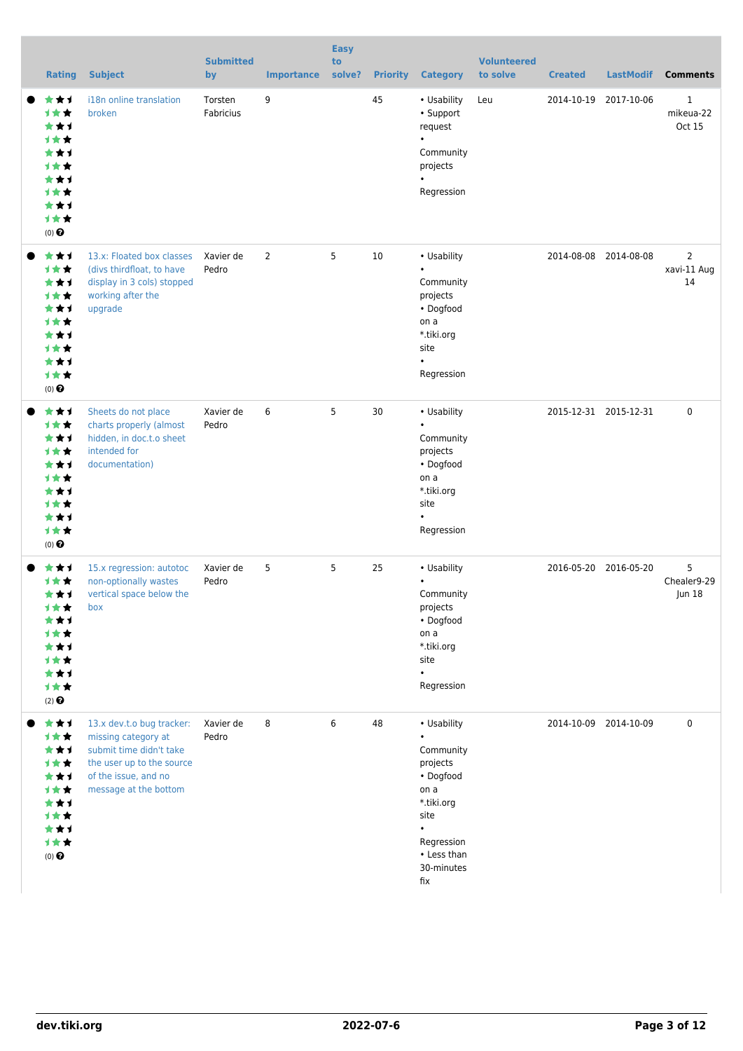| Rating | Subject | Submitted by | Importance | Easy to solve? | Priority | Category | Volunteered to solve | Created | LastModif | Comments |
|---|---|---|---|---|---|---|---|---|---|---|
| (0) | i18n online translation broken | Torsten Fabricius | 9 | | 45 | • Usability • Support request • Community projects • Regression | Leu | 2014-10-19 | 2017-10-06 | 1 mikeua-22 Oct 15 |
| (0) | 13.x: Floated box classes (divs thirdfloat, to have display in 3 cols) stopped working after the upgrade | Xavier de Pedro | 2 | 5 | 10 | • Usability • Community projects • Dogfood on a *.tiki.org site • Regression | | 2014-08-08 | 2014-08-08 | 2 xavi-11 Aug 14 |
| (0) | Sheets do not place charts properly (almost hidden, in doc.t.o sheet intended for documentation) | Xavier de Pedro | 6 | 5 | 30 | • Usability • Community projects • Dogfood on a *.tiki.org site • Regression | | 2015-12-31 | 2015-12-31 | 0 |
| (2) | 15.x regression: autotoc non-optionally wastes vertical space below the box | Xavier de Pedro | 5 | 5 | 25 | • Usability • Community projects • Dogfood on a *.tiki.org site • Regression | | 2016-05-20 | 2016-05-20 | 5 Chealer9-29 Jun 18 |
| (0) | 13.x dev.t.o bug tracker: missing category at submit time didn't take the user up to the source of the issue, and no message at the bottom | Xavier de Pedro | 8 | 6 | 48 | • Usability • Community projects • Dogfood on a *.tiki.org site • Regression • Less than 30-minutes fix | | 2014-10-09 | 2014-10-09 | 0 |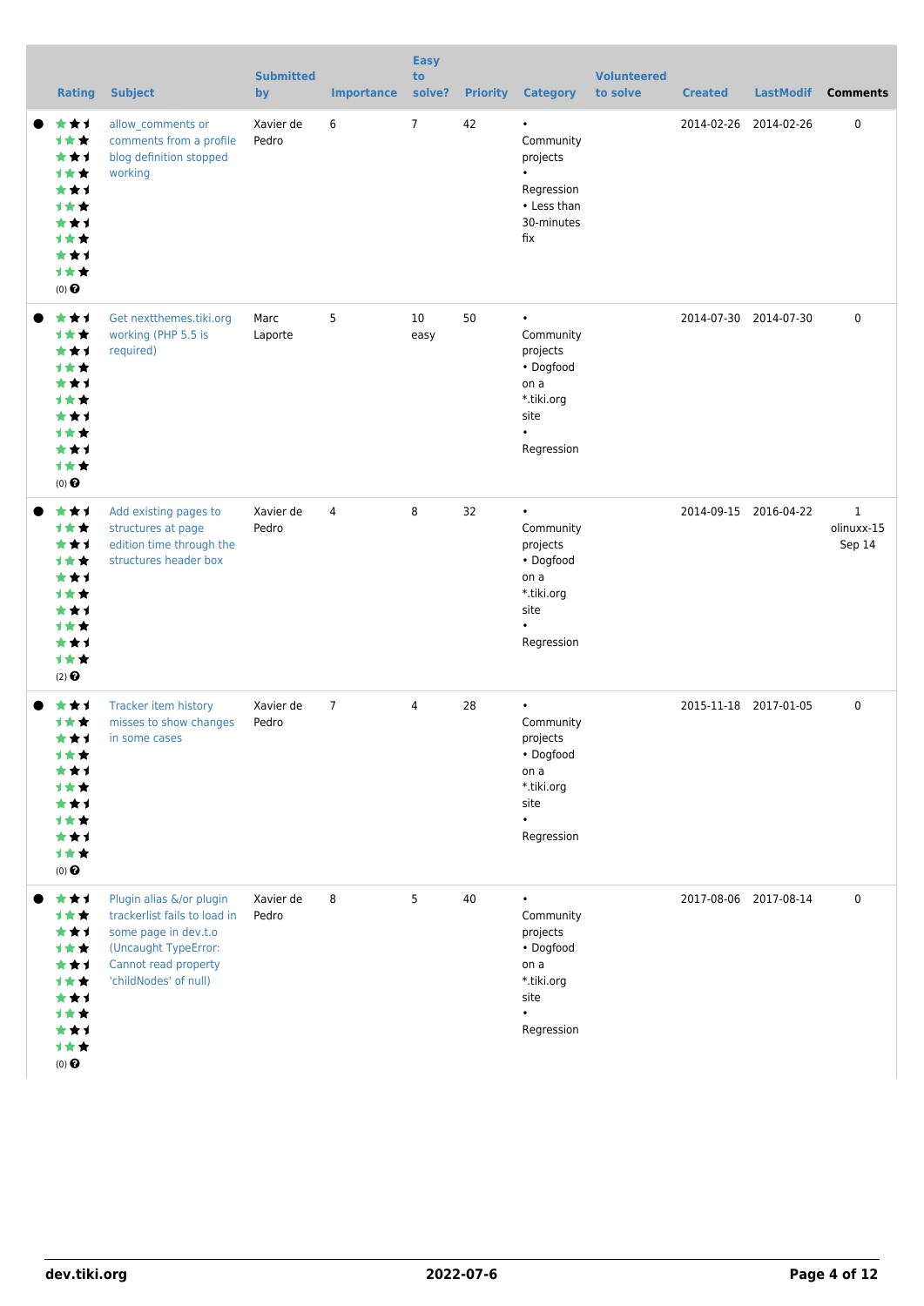| Rating | Subject | Submitted by | Importance | Easy to solve? | Priority | Category | Volunteered to solve | Created | LastModif | Comments |
|---|---|---|---|---|---|---|---|---|---|---|
| (0) | allow_comments or comments from a profile blog definition stopped working | Xavier de Pedro | 6 | 7 | 42 | • Community projects • Regression • Less than 30-minutes fix | | 2014-02-26 | 2014-02-26 | 0 |
| (0) | Get nextthemes.tiki.org working (PHP 5.5 is required) | Marc Laporte | 5 | 10 easy | 50 | • Community projects • Dogfood on a *.tiki.org site • Regression | | 2014-07-30 | 2014-07-30 | 0 |
| (2) | Add existing pages to structures at page edition time through the structures header box | Xavier de Pedro | 4 | 8 | 32 | • Community projects • Dogfood on a *.tiki.org site • Regression | | 2014-09-15 | 2016-04-22 | 1 olinuxx-15 Sep 14 |
| (0) | Tracker item history misses to show changes in some cases | Xavier de Pedro | 7 | 4 | 28 | • Community projects • Dogfood on a *.tiki.org site • Regression | | 2015-11-18 | 2017-01-05 | 0 |
| (0) | Plugin alias &/or plugin trackerlist fails to load in some page in dev.t.o (Uncaught TypeError: Cannot read property 'childNodes' of null) | Xavier de Pedro | 8 | 5 | 40 | • Community projects • Dogfood on a *.tiki.org site • Regression | | 2017-08-06 | 2017-08-14 | 0 |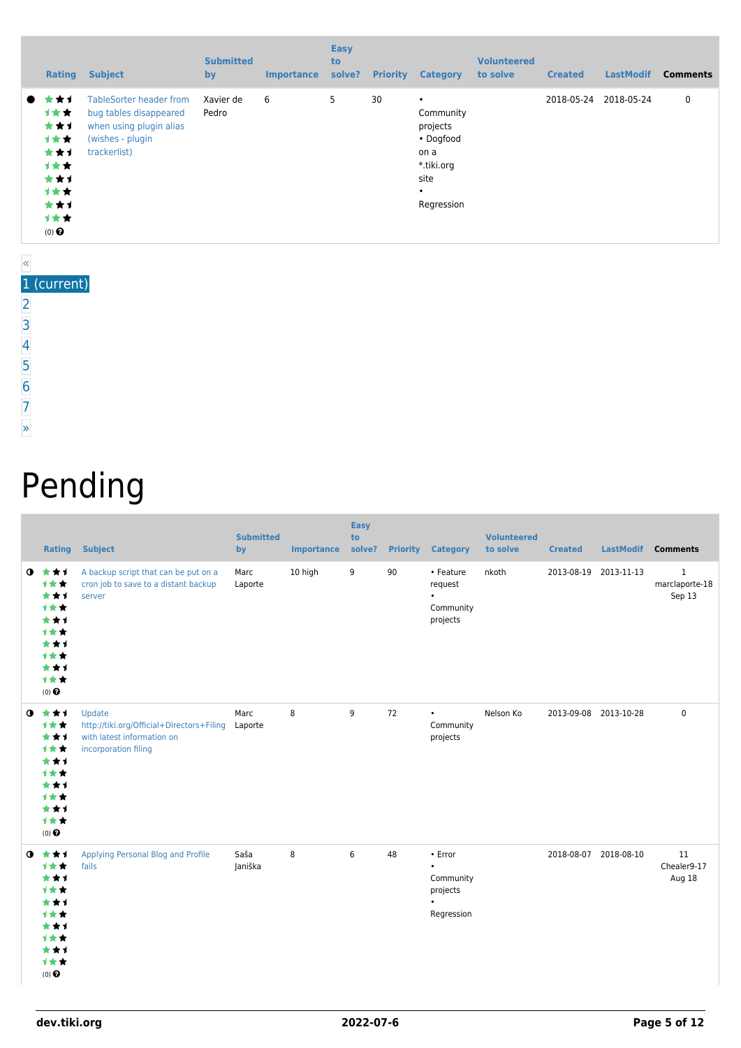| | Rating | Subject | Submitted by | Importance | Easy to solve? | Priority | Category | Volunteered to solve | Created | LastModif | Comments |
|---|---|---|---|---|---|---|---|---|---|---|---|
| ● | (0) | TableSorter header from bug tables disappeared when using plugin alias (wishes - plugin trackerlist) | Xavier de Pedro | 6 | 5 | 30 | • Community projects • Dogfood on a *.tiki.org site • Regression | | 2018-05-24 | 2018-05-24 | 0 |

«
1 (current)
2
3
4
5
6
7
»

# Pending

| | Rating | Subject | Submitted by | Importance | Easy to solve? | Priority | Category | Volunteered to solve | Created | LastModif | Comments |
|---|---|---|---|---|---|---|---|---|---|---|---|
| ◑ | (0) | A backup script that can be put on a cron job to save to a distant backup server | Marc Laporte | 10 high | 9 | 90 | • Feature request • Community projects | nkoth | 2013-08-19 | 2013-11-13 | 1 marclaporte-18 Sep 13 |
| ◑ | (0) | Update http://tiki.org/Official+Directors+Filing with latest information on incorporation filing | Marc Laporte | 8 | 9 | 72 | • Community projects | Nelson Ko | 2013-09-08 | 2013-10-28 | 0 |
| ◑ | (0) | Applying Personal Blog and Profile fails | Saša Janiška | 8 | 6 | 48 | • Error • Community projects • Regression | | 2018-08-07 | 2018-08-10 | 11 Chealer9-17 Aug 18 |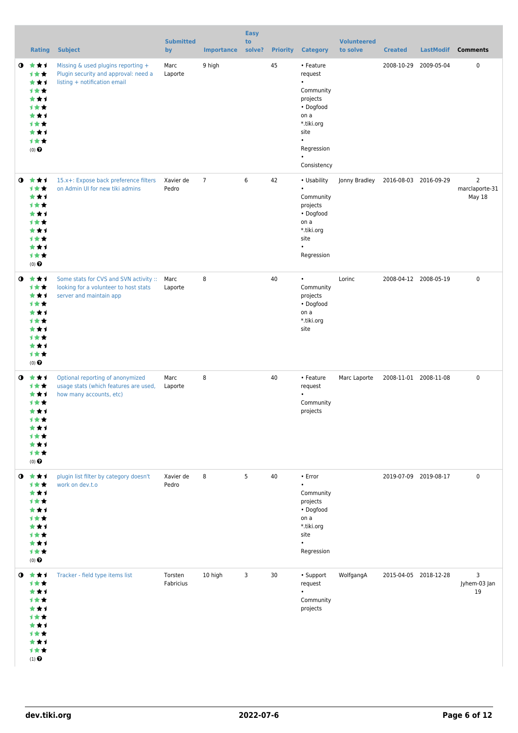| | Rating | Subject | Submitted by | Importance | Easy to solve? | Priority | Category | Volunteered to solve | Created | LastModif | Comments |
|---|---|---|---|---|---|---|---|---|---|---|---|
| | (0) | Missing & used plugins reporting + Plugin security and approval: need a listing + notification email | Marc Laporte | 9 high | | 45 | • Feature request • Community projects • Dogfood on a *.tiki.org site • Regression • Consistency | | 2008-10-29 | 2009-05-04 | 0 |
| | (0) | 15.x+: Expose back preference filters on Admin UI for new tiki admins | Xavier de Pedro | 7 | 6 | 42 | • Usability • Community projects • Dogfood on a *.tiki.org site • Regression | Jonny Bradley | 2016-08-03 | 2016-09-29 | 2 marclaporte-31 May 18 |
| | (0) | Some stats for CVS and SVN activity :: looking for a volunteer to host stats server and maintain app | Marc Laporte | 8 | | 40 | • Community projects • Dogfood on a *.tiki.org site | Lorinc | 2008-04-12 | 2008-05-19 | 0 |
| | (0) | Optional reporting of anonymized usage stats (which features are used, how many accounts, etc) | Marc Laporte | 8 | | 40 | • Feature request • Community projects | Marc Laporte | 2008-11-01 | 2008-11-08 | 0 |
| | (0) | plugin list filter by category doesn't work on dev.t.o | Xavier de Pedro | 8 | 5 | 40 | • Error • Community projects • Dogfood on a *.tiki.org site • Regression | | 2019-07-09 | 2019-08-17 | 0 |
| | (1) | Tracker - field type items list | Torsten Fabricius | 10 high | 3 | 30 | • Support request • Community projects | WolfgangA | 2015-04-05 | 2018-12-28 | 3 Jyhem-03 Jan 19 |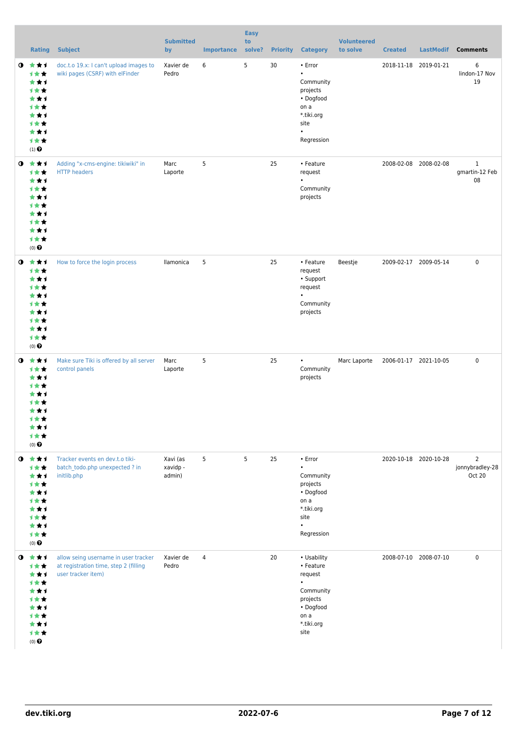|  | Rating | Subject | Submitted by | Importance | Easy to solve? | Priority | Category | Volunteered to solve | Created | LastModif | Comments |
|---|---|---|---|---|---|---|---|---|---|---|---|
| ◑ | (1) | doc.t.o 19.x: I can't upload images to wiki pages (CSRF) with elFinder | Xavier de Pedro | 6 | 5 | 30 | • Error • Community projects • Dogfood on a *.tiki.org site • Regression |  | 2018-11-18 | 2019-01-21 | 6 lindon-17 Nov 19 |
| ◑ | (0) | Adding "x-cms-engine: tikiwiki" in HTTP headers | Marc Laporte | 5 |  | 25 | • Feature request • Community projects |  | 2008-02-08 | 2008-02-08 | 1 gmartin-12 Feb 08 |
| ◑ | (0) | How to force the login process | llamonica | 5 |  | 25 | • Feature request • Support request • Community projects | Beestje | 2009-02-17 | 2009-05-14 | 0 |
| ◑ | (0) | Make sure Tiki is offered by all server control panels | Marc Laporte | 5 |  | 25 | • Community projects | Marc Laporte | 2006-01-17 | 2021-10-05 | 0 |
| ◑ | (0) | Tracker events en dev.t.o tiki-batch_todo.php unexpected ? in initlib.php | Xavi (as xavidp - admin) | 5 | 5 | 25 | • Error • Community projects • Dogfood on a *.tiki.org site • Regression |  | 2020-10-18 | 2020-10-28 | 2 jonnybradley-28 Oct 20 |
| ◑ | (0) | allow seing username in user tracker at registration time, step 2 (filling user tracker item) | Xavier de Pedro | 4 |  | 20 | • Usability • Feature request • Community projects • Dogfood on a *.tiki.org site |  | 2008-07-10 | 2008-07-10 | 0 |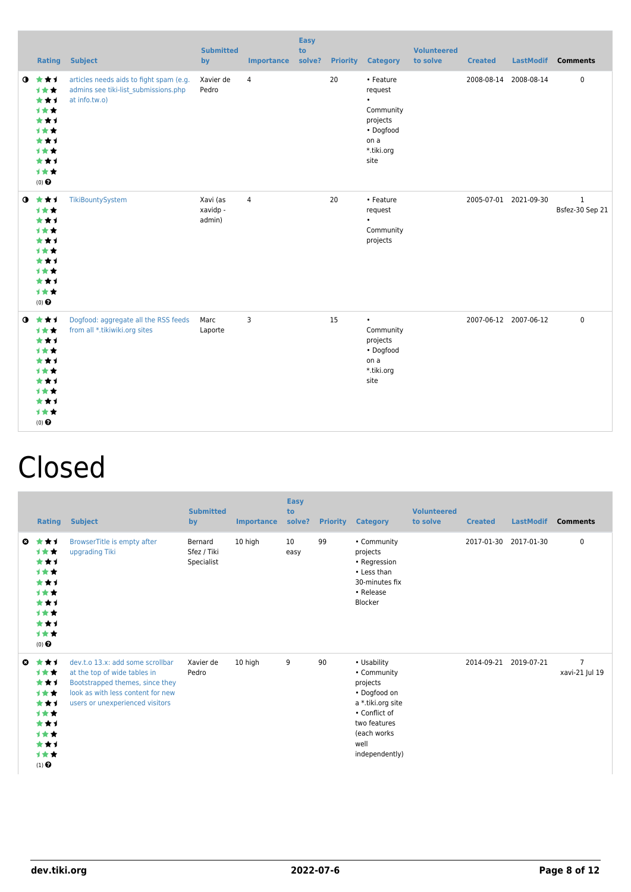| | Rating | Subject | Submitted by | Importance | Easy to solve? | Priority | Category | Volunteered to solve | Created | LastModif | Comments |
|---|---|---|---|---|---|---|---|---|---|---|---|
| ◑ | (0) | articles needs aids to fight spam (e.g. admins see tiki-list_submissions.php at info.tw.o) | Xavier de Pedro | 4 | | 20 | • Feature request • Community projects • Dogfood on a *.tiki.org site | | 2008-08-14 | 2008-08-14 | 0 |
| ◑ | (0) | TikiBountySystem | Xavi (as xavidp - admin) | 4 | | 20 | • Feature request • Community projects | | 2005-07-01 | 2021-09-30 | 1 Bsfez-30 Sep 21 |
| ◑ | (0) | Dogfood: aggregate all the RSS feeds from all *.tikiwiki.org sites | Marc Laporte | 3 | | 15 | • Community projects • Dogfood on a *.tiki.org site | | 2007-06-12 | 2007-06-12 | 0 |

# Closed

| | Rating | Subject | Submitted by | Importance | Easy to solve? | Priority | Category | Volunteered to solve | Created | LastModif | Comments |
|---|---|---|---|---|---|---|---|---|---|---|---|
| ✖ | (0) | BrowserTitle is empty after upgrading Tiki | Bernard Sfez / Tiki Specialist | 10 high | 10 easy | 99 | • Community projects • Regression • Less than 30-minutes fix • Release Blocker | | 2017-01-30 | 2017-01-30 | 0 |
| ✖ | (1) | dev.t.o 13.x: add some scrollbar at the top of wide tables in Bootstrapped themes, since they look as with less content for new users or unexperienced visitors | Xavier de Pedro | 10 high | 9 | 90 | • Usability • Community projects • Dogfood on a *.tiki.org site • Conflict of two features (each works well independently) | | 2014-09-21 | 2019-07-21 | 7 xavi-21 Jul 19 |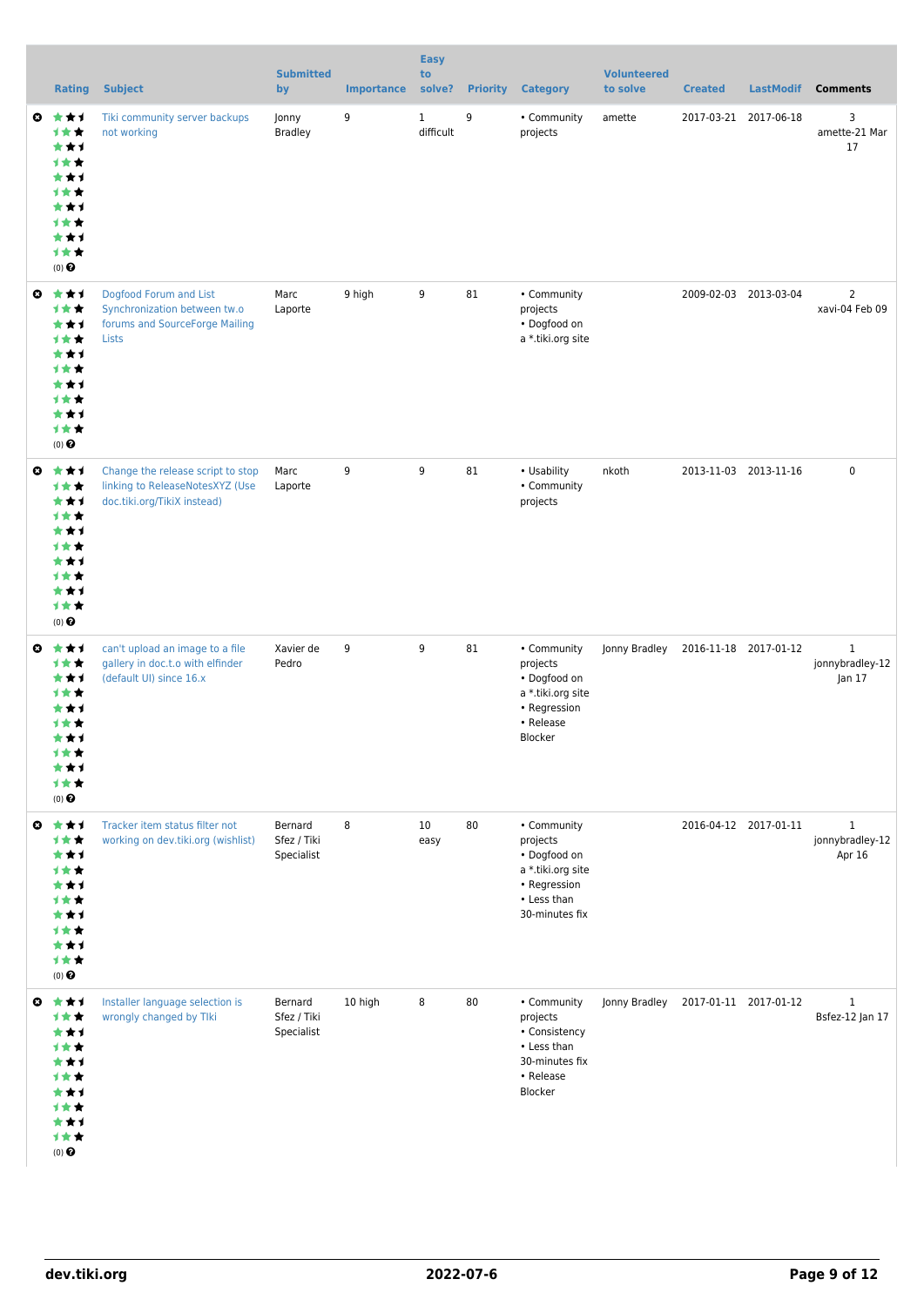| | Rating | Subject | Submitted by | Importance | Easy to solve? | Priority | Category | Volunteered to solve | Created | LastModif | Comments |
|---|---|---|---|---|---|---|---|---|---|---|---|
| | (0) | Tiki community server backups not working | Jonny Bradley | 9 | 1 difficult | 9 | • Community projects | amette | 2017-03-21 | 2017-06-18 | 3 amette-21 Mar 17 |
| | (0) | Dogfood Forum and List Synchronization between tw.o forums and SourceForge Mailing Lists | Marc Laporte | 9 high | 9 | 81 | • Community projects • Dogfood on a *.tiki.org site | | 2009-02-03 | 2013-03-04 | 2 xavi-04 Feb 09 |
| | (0) | Change the release script to stop linking to ReleaseNotesXYZ (Use doc.tiki.org/TikiX instead) | Marc Laporte | 9 | 9 | 81 | • Usability • Community projects | nkoth | 2013-11-03 | 2013-11-16 | 0 |
| | (0) | can't upload an image to a file gallery in doc.t.o with elfinder (default UI) since 16.x | Xavier de Pedro | 9 | 9 | 81 | • Community projects • Dogfood on a *.tiki.org site • Regression • Release Blocker | Jonny Bradley | 2016-11-18 | 2017-01-12 | 1 jonnybradley-12 Jan 17 |
| | (0) | Tracker item status filter not working on dev.tiki.org (wishlist) | Bernard Sfez / Tiki Specialist | 8 | 10 easy | 80 | • Community projects • Dogfood on a *.tiki.org site • Regression • Less than 30-minutes fix | | 2016-04-12 | 2017-01-11 | 1 jonnybradley-12 Apr 16 |
| | (0) | Installer language selection is wrongly changed by TIki | Bernard Sfez / Tiki Specialist | 10 high | 8 | 80 | • Community projects • Consistency • Less than 30-minutes fix • Release Blocker | Jonny Bradley | 2017-01-11 | 2017-01-12 | 1 Bsfez-12 Jan 17 |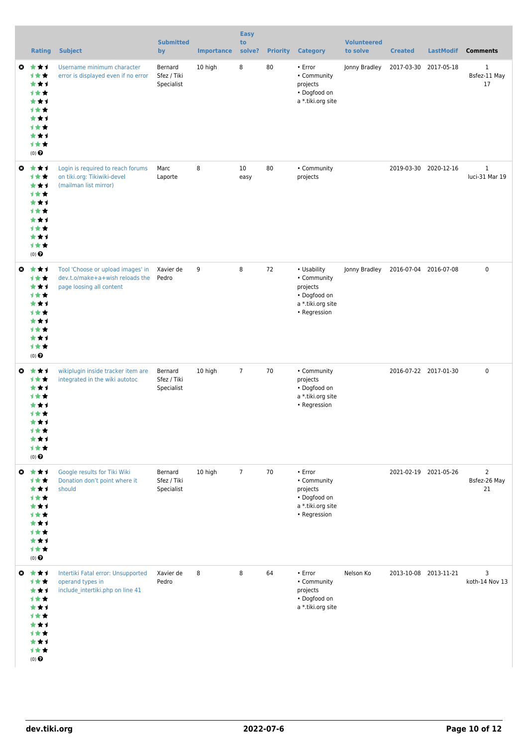| | Rating | Subject | Submitted by | Importance | Easy to solve? | Priority | Category | Volunteered to solve | Created | LastModif | Comments |
|---|---|---|---|---|---|---|---|---|---|---|---|
| | (0) | Username minimum character error is displayed even if no error | Bernard Sfez / Tiki Specialist | 10 high | 8 | 80 | • Error • Community projects • Dogfood on a *.tiki.org site | Jonny Bradley | 2017-03-30 | 2017-05-18 | 1 Bsfez-11 May 17 |
| | (0) | Login is required to reach forums on tiki.org: Tikiwiki-devel (mailman list mirror) | Marc Laporte | 8 | 10 easy | 80 | • Community projects | | 2019-03-30 | 2020-12-16 | 1 luci-31 Mar 19 |
| | (0) | Tool 'Choose or upload images' in dev.t.o/make+a+wish reloads the page loosing all content | Xavier de Pedro | 9 | 8 | 72 | • Usability • Community projects • Dogfood on a *.tiki.org site • Regression | Jonny Bradley | 2016-07-04 | 2016-07-08 | 0 |
| | (0) | wikiplugin inside tracker item are integrated in the wiki autotoc | Bernard Sfez / Tiki Specialist | 10 high | 7 | 70 | • Community projects • Dogfood on a *.tiki.org site • Regression | | 2016-07-22 | 2017-01-30 | 0 |
| | (0) | Google results for Tiki Wiki Donation don't point where it should | Bernard Sfez / Tiki Specialist | 10 high | 7 | 70 | • Error • Community projects • Dogfood on a *.tiki.org site • Regression | | 2021-02-19 | 2021-05-26 | 2 Bsfez-26 May 21 |
| | (0) | Intertiki Fatal error: Unsupported operand types in include_intertiki.php on line 41 | Xavier de Pedro | 8 | 8 | 64 | • Error • Community projects • Dogfood on a *.tiki.org site | Nelson Ko | 2013-10-08 | 2013-11-21 | 3 koth-14 Nov 13 |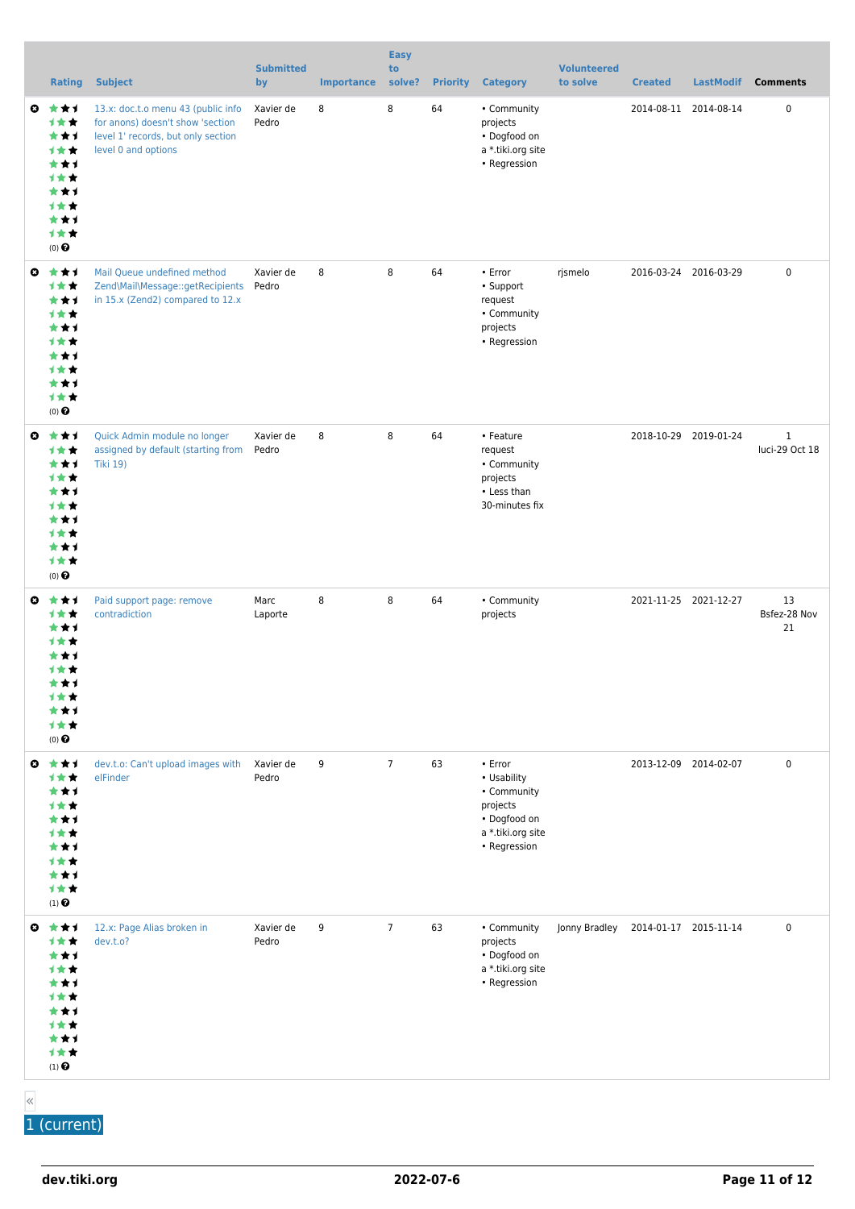|  | Rating | Subject | Submitted by | Importance | Easy to solve? | Priority | Category | Volunteered to solve | Created | LastModif | Comments |
|---|---|---|---|---|---|---|---|---|---|---|---|
|  | (0) | 13.x: doc.t.o menu 43 (public info for anons) doesn't show 'section level 1' records, but only section level 0 and options | Xavier de Pedro | 8 | 8 | 64 | • Community projects<br>• Dogfood on a *.tiki.org site<br>• Regression |  | 2014-08-11 | 2014-08-14 | 0 |
|  | (0) | Mail Queue undefined method Zend\Mail\Message::getRecipients in 15.x (Zend2) compared to 12.x | Xavier de Pedro | 8 | 8 | 64 | • Error<br>• Support request<br>• Community projects<br>• Regression | rjsmelo | 2016-03-24 | 2016-03-29 | 0 |
|  | (0) | Quick Admin module no longer assigned by default (starting from Tiki 19) | Xavier de Pedro | 8 | 8 | 64 | • Feature request<br>• Community projects<br>• Less than 30-minutes fix |  | 2018-10-29 | 2019-01-24 | 1<br>luci-29 Oct 18 |
|  | (0) | Paid support page: remove contradiction | Marc Laporte | 8 | 8 | 64 | • Community projects |  | 2021-11-25 | 2021-12-27 | 13<br>Bsfez-28 Nov 21 |
|  | (1) | dev.t.o: Can't upload images with elFinder | Xavier de Pedro | 9 | 7 | 63 | • Error<br>• Usability<br>• Community projects<br>• Dogfood on a *.tiki.org site<br>• Regression |  | 2013-12-09 | 2014-02-07 | 0 |
|  | (1) | 12.x: Page Alias broken in dev.t.o? | Xavier de Pedro | 9 | 7 | 63 | • Community projects<br>• Dogfood on a *.tiki.org site<br>• Regression | Jonny Bradley | 2014-01-17 | 2015-11-14 | 0 |

«
1 (current)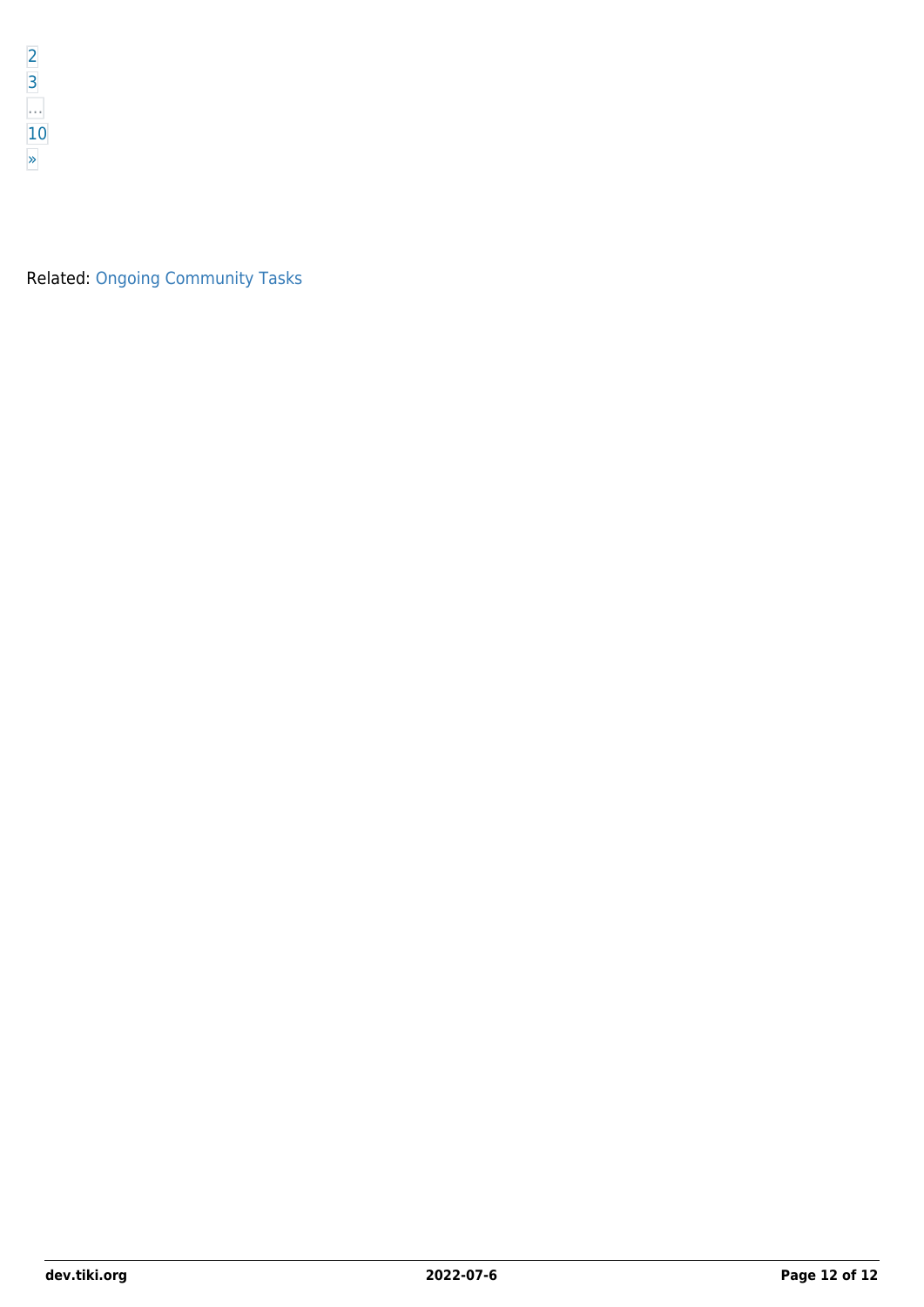2
3
…
10
»

Related: Ongoing Community Tasks